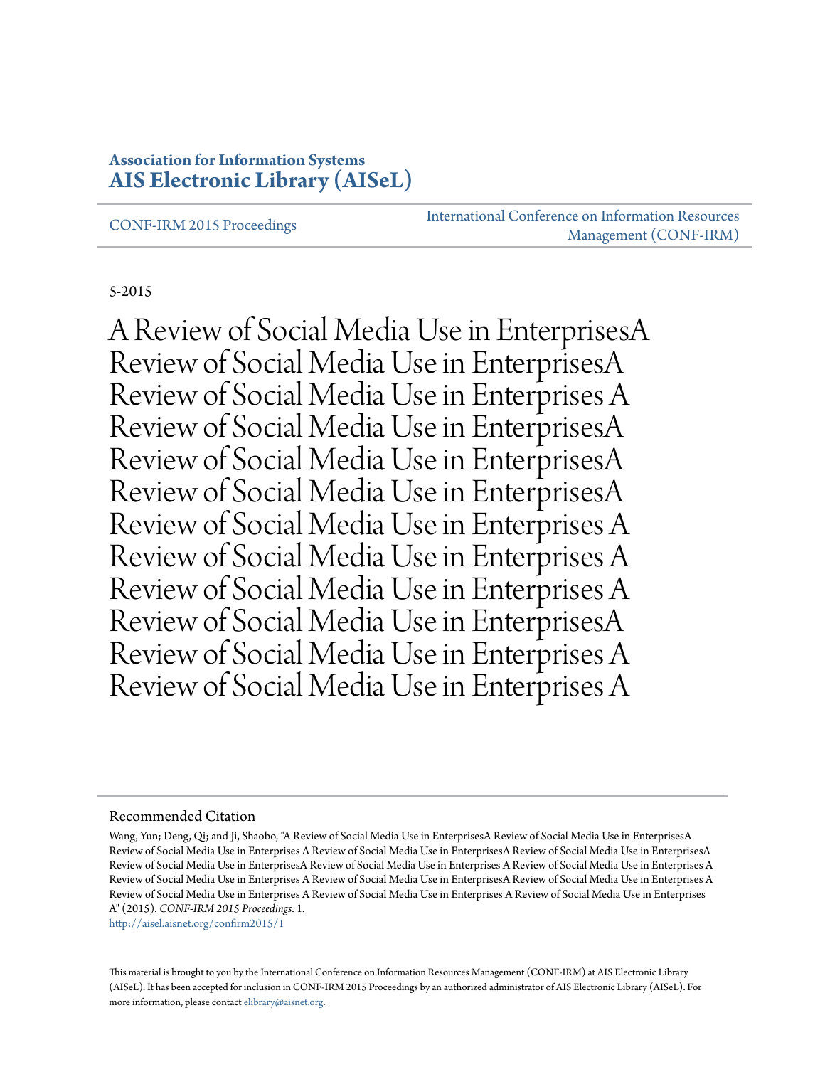**Association for Information Systems**
**[AIS Electronic Library (AISeL)](http://aisel.aisnet.org)**

CONF-IRM 2015 Proceedings | International Conference on Information Resources Management (CONF-IRM)

5-2015

# A Review of Social Media Use in EnterprisesA Review of Social Media Use in EnterprisesA Review of Social Media Use in Enterprises A Review of Social Media Use in EnterprisesA Review of Social Media Use in EnterprisesA Review of Social Media Use in EnterprisesA Review of Social Media Use in Enterprises A Review of Social Media Use in Enterprises A Review of Social Media Use in Enterprises A Review of Social Media Use in EnterprisesA Review of Social Media Use in Enterprises A Review of Social Media Use in Enterprises A

Recommended Citation

Wang, Yun; Deng, Qi; and Ji, Shaobo, "A Review of Social Media Use in EnterprisesA Review of Social Media Use in EnterprisesA Review of Social Media Use in Enterprises A Review of Social Media Use in EnterprisesA Review of Social Media Use in EnterprisesA Review of Social Media Use in EnterprisesA Review of Social Media Use in Enterprises A Review of Social Media Use in Enterprises A Review of Social Media Use in Enterprises A Review of Social Media Use in EnterprisesA Review of Social Media Use in Enterprises A Review of Social Media Use in Enterprises A Review of Social Media Use in Enterprises A" (2015). *CONF-IRM 2015 Proceedings*. 1.
http://aisel.aisnet.org/confirm2015/1

This material is brought to you by the International Conference on Information Resources Management (CONF-IRM) at AIS Electronic Library (AISeL). It has been accepted for inclusion in CONF-IRM 2015 Proceedings by an authorized administrator of AIS Electronic Library (AISeL). For more information, please contact elibrary@aisnet.org.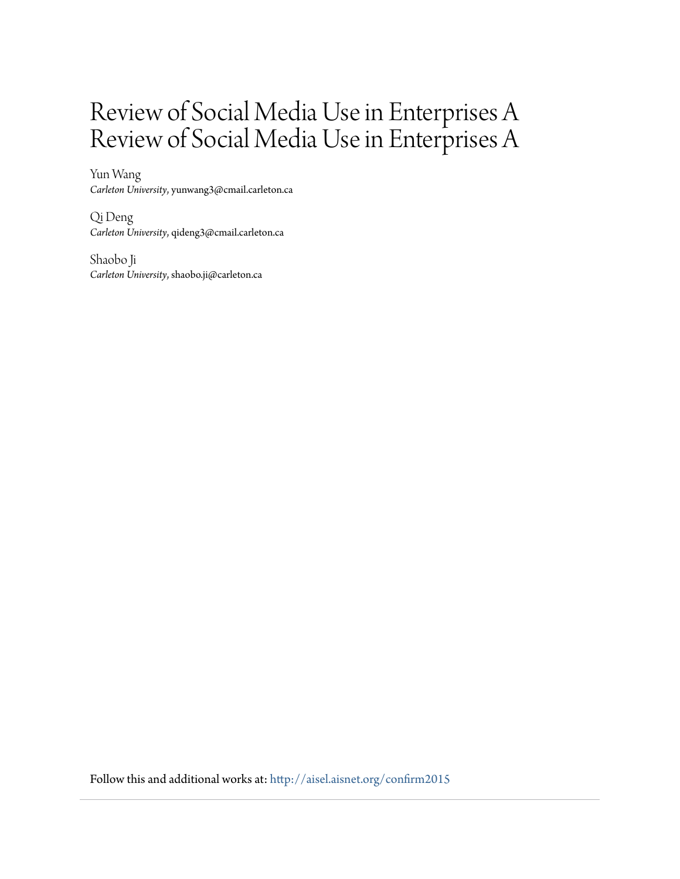# Review of Social Media Use in Enterprises A Review of Social Media Use in Enterprises A

Yun Wang
*Carleton University*, yunwang3@cmail.carleton.ca

Qi Deng
*Carleton University*, qideng3@cmail.carleton.ca

Shaobo Ji
*Carleton University*, shaobo.ji@carleton.ca

Follow this and additional works at: http://aisel.aisnet.org/confirm2015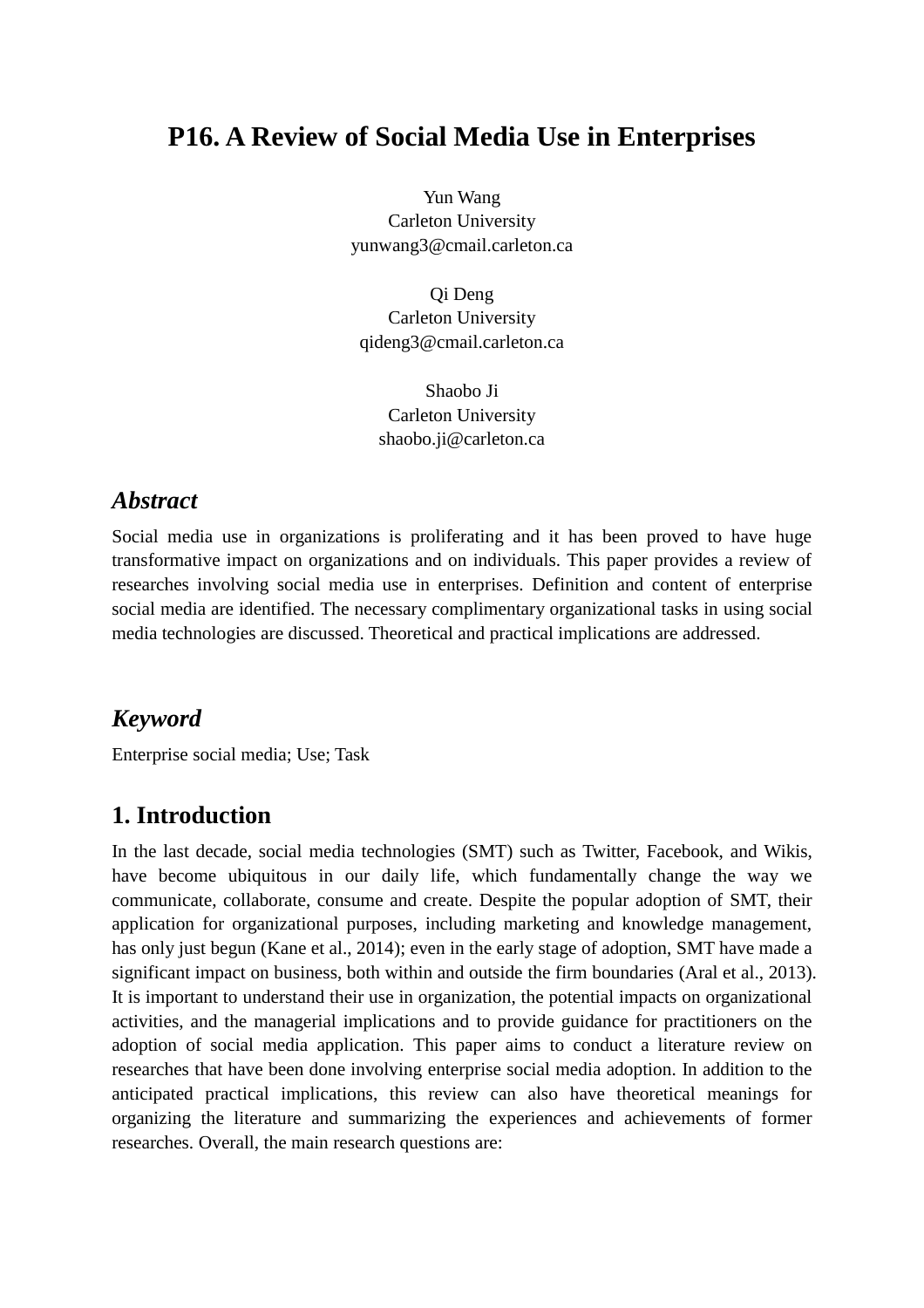# P16. A Review of Social Media Use in Enterprises

Yun Wang
Carleton University
yunwang3@cmail.carleton.ca

Qi Deng
Carleton University
qideng3@cmail.carleton.ca

Shaobo Ji
Carleton University
shaobo.ji@carleton.ca

## *Abstract*

Social media use in organizations is proliferating and it has been proved to have huge transformative impact on organizations and on individuals. This paper provides a review of researches involving social media use in enterprises. Definition and content of enterprise social media are identified. The necessary complimentary organizational tasks in using social media technologies are discussed. Theoretical and practical implications are addressed.

## *Keyword*

Enterprise social media; Use; Task

## 1. Introduction

In the last decade, social media technologies (SMT) such as Twitter, Facebook, and Wikis, have become ubiquitous in our daily life, which fundamentally change the way we communicate, collaborate, consume and create. Despite the popular adoption of SMT, their application for organizational purposes, including marketing and knowledge management, has only just begun (Kane et al., 2014); even in the early stage of adoption, SMT have made a significant impact on business, both within and outside the firm boundaries (Aral et al., 2013). It is important to understand their use in organization, the potential impacts on organizational activities, and the managerial implications and to provide guidance for practitioners on the adoption of social media application. This paper aims to conduct a literature review on researches that have been done involving enterprise social media adoption. In addition to the anticipated practical implications, this review can also have theoretical meanings for organizing the literature and summarizing the experiences and achievements of former researches. Overall, the main research questions are: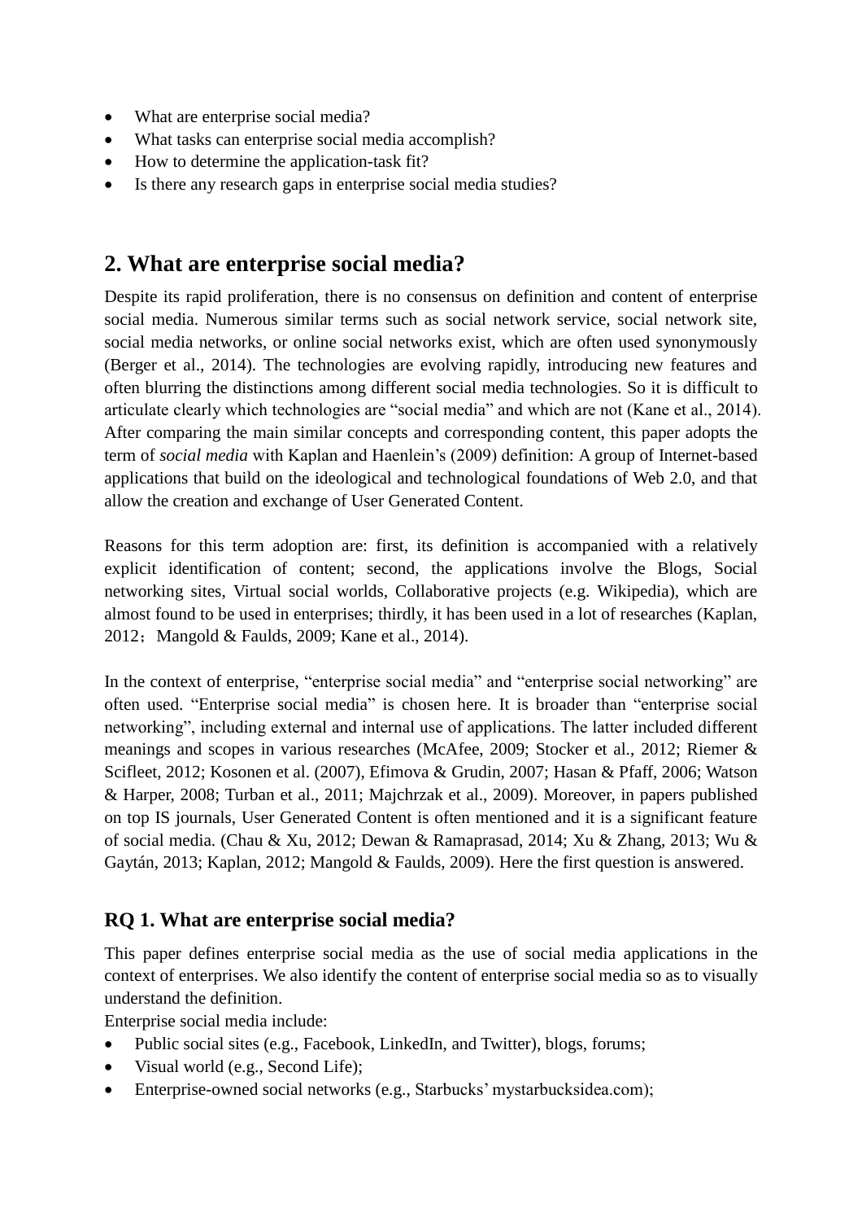- What are enterprise social media?
- What tasks can enterprise social media accomplish?
- How to determine the application-task fit?
- Is there any research gaps in enterprise social media studies?

## 2. What are enterprise social media?

Despite its rapid proliferation, there is no consensus on definition and content of enterprise social media. Numerous similar terms such as social network service, social network site, social media networks, or online social networks exist, which are often used synonymously (Berger et al., 2014). The technologies are evolving rapidly, introducing new features and often blurring the distinctions among different social media technologies. So it is difficult to articulate clearly which technologies are "social media" and which are not (Kane et al., 2014). After comparing the main similar concepts and corresponding content, this paper adopts the term of *social media* with Kaplan and Haenlein's (2009) definition: A group of Internet-based applications that build on the ideological and technological foundations of Web 2.0, and that allow the creation and exchange of User Generated Content.

Reasons for this term adoption are: first, its definition is accompanied with a relatively explicit identification of content; second, the applications involve the Blogs, Social networking sites, Virtual social worlds, Collaborative projects (e.g. Wikipedia), which are almost found to be used in enterprises; thirdly, it has been used in a lot of researches (Kaplan, 2012；Mangold & Faulds, 2009; Kane et al., 2014).

In the context of enterprise, "enterprise social media" and "enterprise social networking" are often used. "Enterprise social media" is chosen here. It is broader than "enterprise social networking", including external and internal use of applications. The latter included different meanings and scopes in various researches (McAfee, 2009; Stocker et al., 2012; Riemer & Scifleet, 2012; Kosonen et al. (2007), Efimova & Grudin, 2007; Hasan & Pfaff, 2006; Watson & Harper, 2008; Turban et al., 2011; Majchrzak et al., 2009). Moreover, in papers published on top IS journals, User Generated Content is often mentioned and it is a significant feature of social media. (Chau & Xu, 2012; Dewan & Ramaprasad, 2014; Xu & Zhang, 2013; Wu & Gaytán, 2013; Kaplan, 2012; Mangold & Faulds, 2009). Here the first question is answered.

### RQ 1. What are enterprise social media?

This paper defines enterprise social media as the use of social media applications in the context of enterprises. We also identify the content of enterprise social media so as to visually understand the definition.

Enterprise social media include:

- Public social sites (e.g., Facebook, LinkedIn, and Twitter), blogs, forums;
- Visual world (e.g., Second Life);
- Enterprise-owned social networks (e.g., Starbucks' mystarbucksidea.com);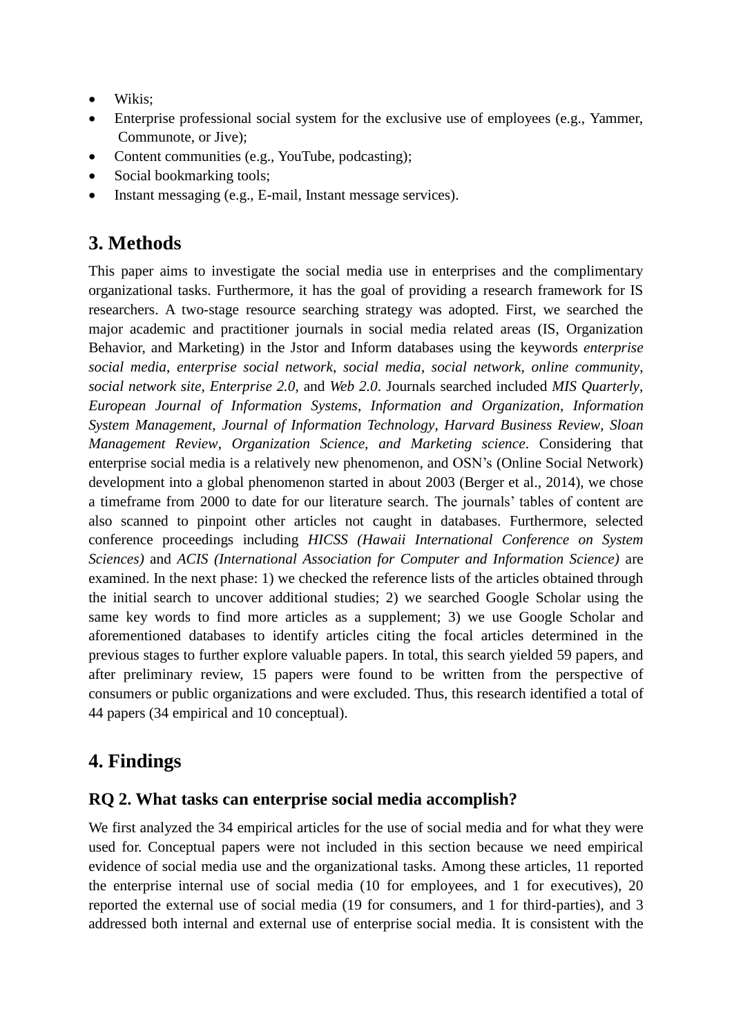- Wikis;
- Enterprise professional social system for the exclusive use of employees (e.g., Yammer, Communote, or Jive);
- Content communities (e.g., YouTube, podcasting);
- Social bookmarking tools;
- Instant messaging (e.g., E-mail, Instant message services).

## 3. Methods

This paper aims to investigate the social media use in enterprises and the complimentary organizational tasks. Furthermore, it has the goal of providing a research framework for IS researchers. A two-stage resource searching strategy was adopted. First, we searched the major academic and practitioner journals in social media related areas (IS, Organization Behavior, and Marketing) in the Jstor and Inform databases using the keywords *enterprise social media*, *enterprise social network*, *social media*, *social network*, *online community*, *social network site*, *Enterprise 2.0*, and *Web 2.0*. Journals searched included *MIS Quarterly*, *European Journal of Information Systems*, *Information and Organization*, *Information System Management*, *Journal of Information Technology*, *Harvard Business Review*, *Sloan Management Review*, *Organization Science, and Marketing science*. Considering that enterprise social media is a relatively new phenomenon, and OSN's (Online Social Network) development into a global phenomenon started in about 2003 (Berger et al., 2014), we chose a timeframe from 2000 to date for our literature search. The journals' tables of content are also scanned to pinpoint other articles not caught in databases. Furthermore, selected conference proceedings including *HICSS (Hawaii International Conference on System Sciences)* and *ACIS (International Association for Computer and Information Science)* are examined. In the next phase: 1) we checked the reference lists of the articles obtained through the initial search to uncover additional studies; 2) we searched Google Scholar using the same key words to find more articles as a supplement; 3) we use Google Scholar and aforementioned databases to identify articles citing the focal articles determined in the previous stages to further explore valuable papers. In total, this search yielded 59 papers, and after preliminary review, 15 papers were found to be written from the perspective of consumers or public organizations and were excluded. Thus, this research identified a total of 44 papers (34 empirical and 10 conceptual).

## 4. Findings

### RQ 2. What tasks can enterprise social media accomplish?

We first analyzed the 34 empirical articles for the use of social media and for what they were used for. Conceptual papers were not included in this section because we need empirical evidence of social media use and the organizational tasks. Among these articles, 11 reported the enterprise internal use of social media (10 for employees, and 1 for executives), 20 reported the external use of social media (19 for consumers, and 1 for third-parties), and 3 addressed both internal and external use of enterprise social media. It is consistent with the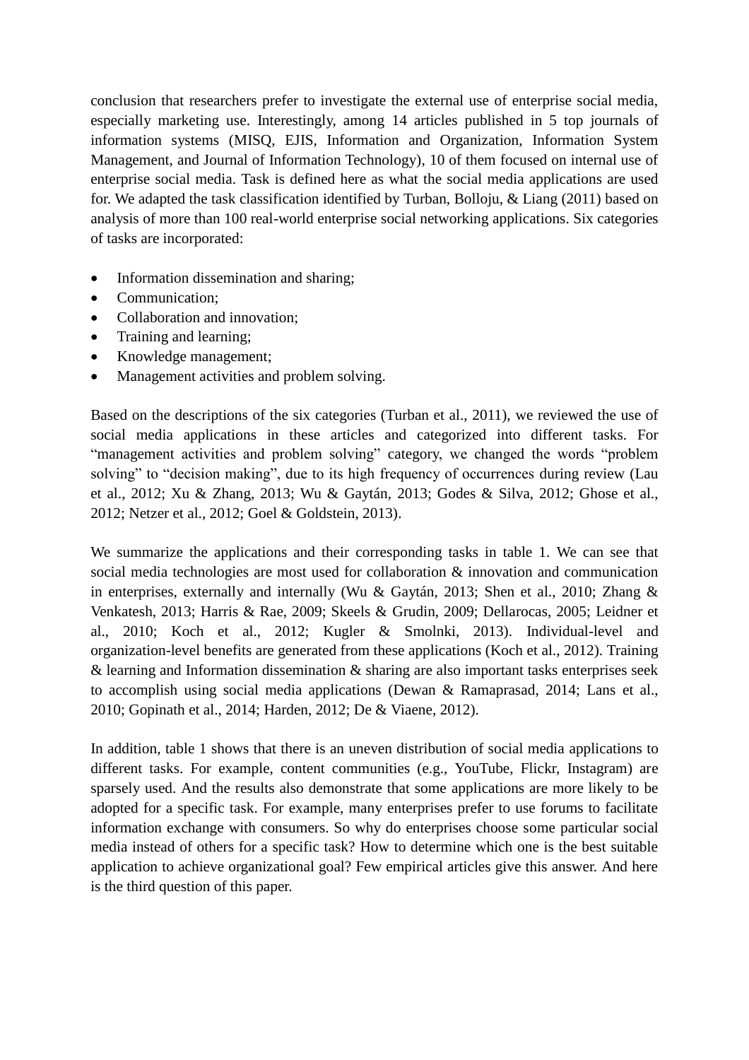conclusion that researchers prefer to investigate the external use of enterprise social media, especially marketing use. Interestingly, among 14 articles published in 5 top journals of information systems (MISQ, EJIS, Information and Organization, Information System Management, and Journal of Information Technology), 10 of them focused on internal use of enterprise social media. Task is defined here as what the social media applications are used for. We adapted the task classification identified by Turban, Bolloju, & Liang (2011) based on analysis of more than 100 real-world enterprise social networking applications. Six categories of tasks are incorporated:

- Information dissemination and sharing;
- Communication;
- Collaboration and innovation;
- Training and learning;
- Knowledge management;
- Management activities and problem solving.

Based on the descriptions of the six categories (Turban et al., 2011), we reviewed the use of social media applications in these articles and categorized into different tasks. For "management activities and problem solving" category, we changed the words "problem solving" to "decision making", due to its high frequency of occurrences during review (Lau et al., 2012; Xu & Zhang, 2013; Wu & Gaytán, 2013; Godes & Silva, 2012; Ghose et al., 2012; Netzer et al., 2012; Goel & Goldstein, 2013).

We summarize the applications and their corresponding tasks in table 1. We can see that social media technologies are most used for collaboration & innovation and communication in enterprises, externally and internally (Wu & Gaytán, 2013; Shen et al., 2010; Zhang & Venkatesh, 2013; Harris & Rae, 2009; Skeels & Grudin, 2009; Dellarocas, 2005; Leidner et al., 2010; Koch et al., 2012; Kugler & Smolnki, 2013). Individual-level and organization-level benefits are generated from these applications (Koch et al., 2012). Training & learning and Information dissemination & sharing are also important tasks enterprises seek to accomplish using social media applications (Dewan & Ramaprasad, 2014; Lans et al., 2010; Gopinath et al., 2014; Harden, 2012; De & Viaene, 2012).

In addition, table 1 shows that there is an uneven distribution of social media applications to different tasks. For example, content communities (e.g., YouTube, Flickr, Instagram) are sparsely used. And the results also demonstrate that some applications are more likely to be adopted for a specific task. For example, many enterprises prefer to use forums to facilitate information exchange with consumers. So why do enterprises choose some particular social media instead of others for a specific task? How to determine which one is the best suitable application to achieve organizational goal? Few empirical articles give this answer. And here is the third question of this paper.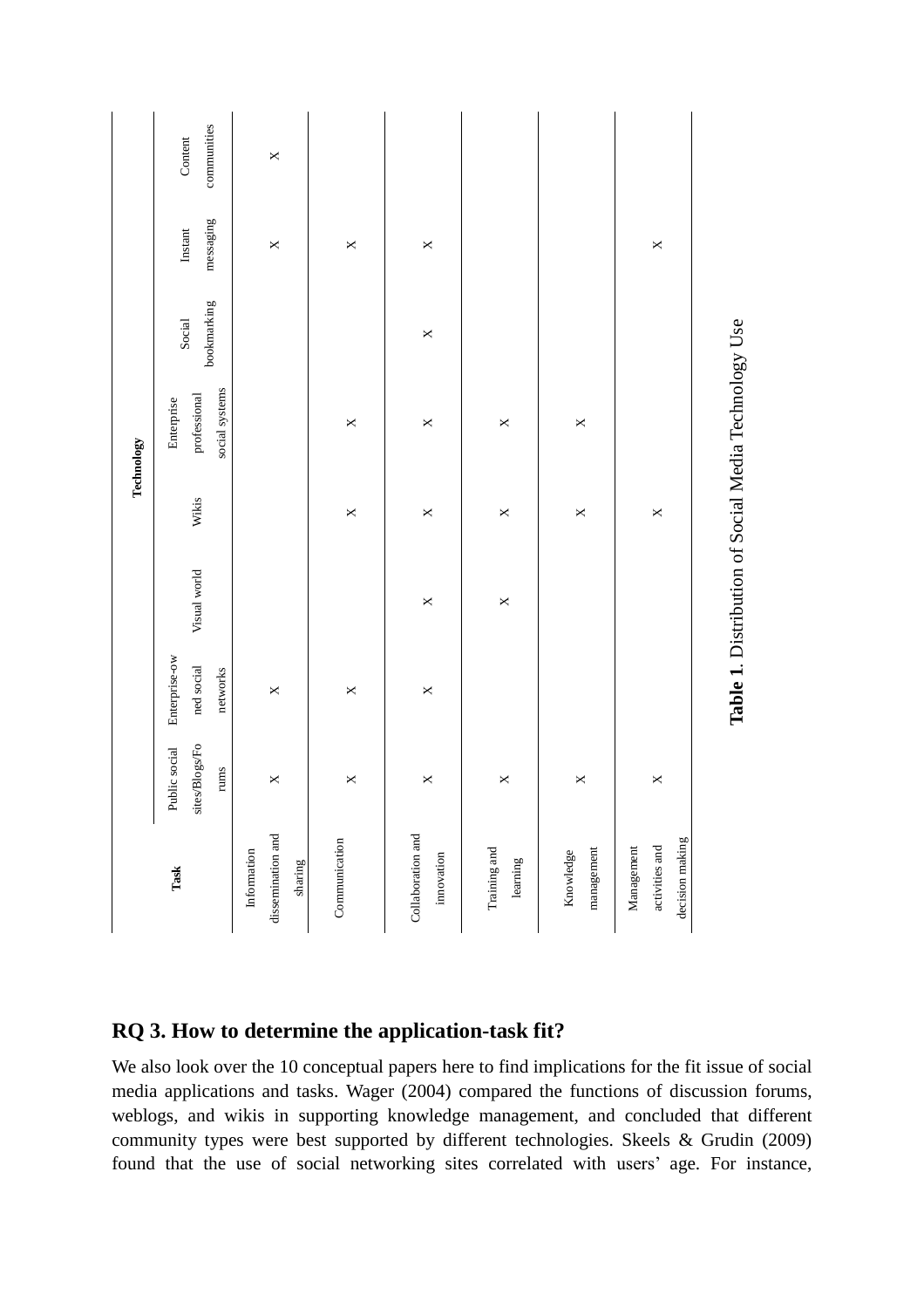| Task | Technology | | | | | | | |
|---|---|---|---|---|---|---|---|---|
| | Public social sites/Blogs/Forums | Enterprise-owned social networks | Visual world | Wikis | Enterprise professional social systems | Social bookmarking | Instant messaging | Content communities |
| Information dissemination and sharing | × | × | | | | | × | × |
| Communication | × | × | | × | × | | × | |
| Collaboration and innovation | × | × | × | × | × | × | × | |
| Training and learning | × | | × | × | × | | | |
| Knowledge management | × | | | × | × | | | |
| Management activities and decision making | × | | | × | | | × | |

**Table 1**. Distribution of Social Media Technology Use

## RQ 3. How to determine the application-task fit?

We also look over the 10 conceptual papers here to find implications for the fit issue of social media applications and tasks. Wager (2004) compared the functions of discussion forums, weblogs, and wikis in supporting knowledge management, and concluded that different community types were best supported by different technologies. Skeels & Grudin (2009) found that the use of social networking sites correlated with users' age. For instance,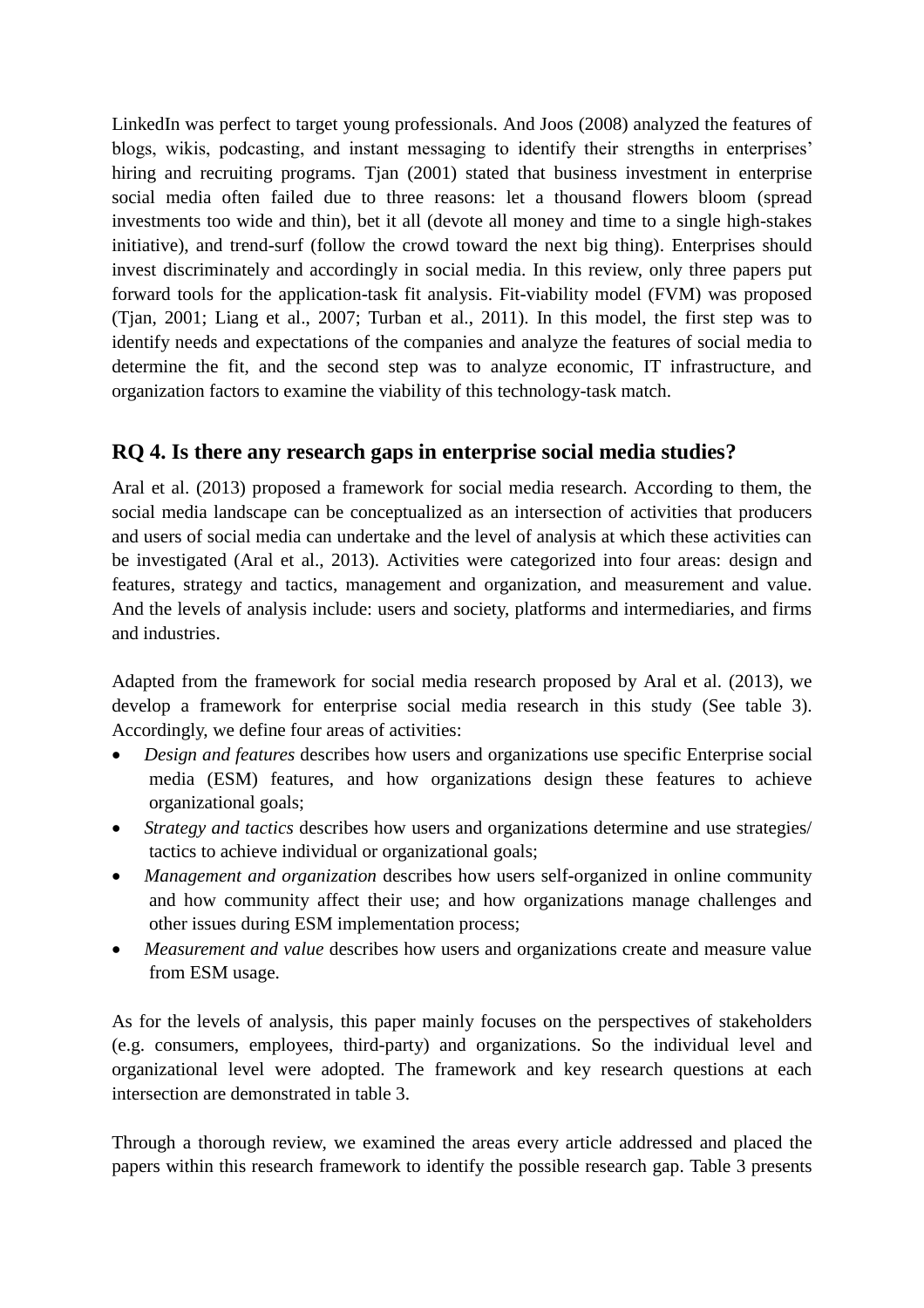LinkedIn was perfect to target young professionals. And Joos (2008) analyzed the features of blogs, wikis, podcasting, and instant messaging to identify their strengths in enterprises' hiring and recruiting programs. Tjan (2001) stated that business investment in enterprise social media often failed due to three reasons: let a thousand flowers bloom (spread investments too wide and thin), bet it all (devote all money and time to a single high-stakes initiative), and trend-surf (follow the crowd toward the next big thing). Enterprises should invest discriminately and accordingly in social media. In this review, only three papers put forward tools for the application-task fit analysis. Fit-viability model (FVM) was proposed (Tjan, 2001; Liang et al., 2007; Turban et al., 2011). In this model, the first step was to identify needs and expectations of the companies and analyze the features of social media to determine the fit, and the second step was to analyze economic, IT infrastructure, and organization factors to examine the viability of this technology-task match.

## RQ 4. Is there any research gaps in enterprise social media studies?

Aral et al. (2013) proposed a framework for social media research. According to them, the social media landscape can be conceptualized as an intersection of activities that producers and users of social media can undertake and the level of analysis at which these activities can be investigated (Aral et al., 2013). Activities were categorized into four areas: design and features, strategy and tactics, management and organization, and measurement and value. And the levels of analysis include: users and society, platforms and intermediaries, and firms and industries.

Adapted from the framework for social media research proposed by Aral et al. (2013), we develop a framework for enterprise social media research in this study (See table 3). Accordingly, we define four areas of activities:

- *Design and features* describes how users and organizations use specific Enterprise social media (ESM) features, and how organizations design these features to achieve organizational goals;
- *Strategy and tactics* describes how users and organizations determine and use strategies/ tactics to achieve individual or organizational goals;
- *Management and organization* describes how users self-organized in online community and how community affect their use; and how organizations manage challenges and other issues during ESM implementation process;
- *Measurement and value* describes how users and organizations create and measure value from ESM usage.

As for the levels of analysis, this paper mainly focuses on the perspectives of stakeholders (e.g. consumers, employees, third-party) and organizations. So the individual level and organizational level were adopted. The framework and key research questions at each intersection are demonstrated in table 3.

Through a thorough review, we examined the areas every article addressed and placed the papers within this research framework to identify the possible research gap. Table 3 presents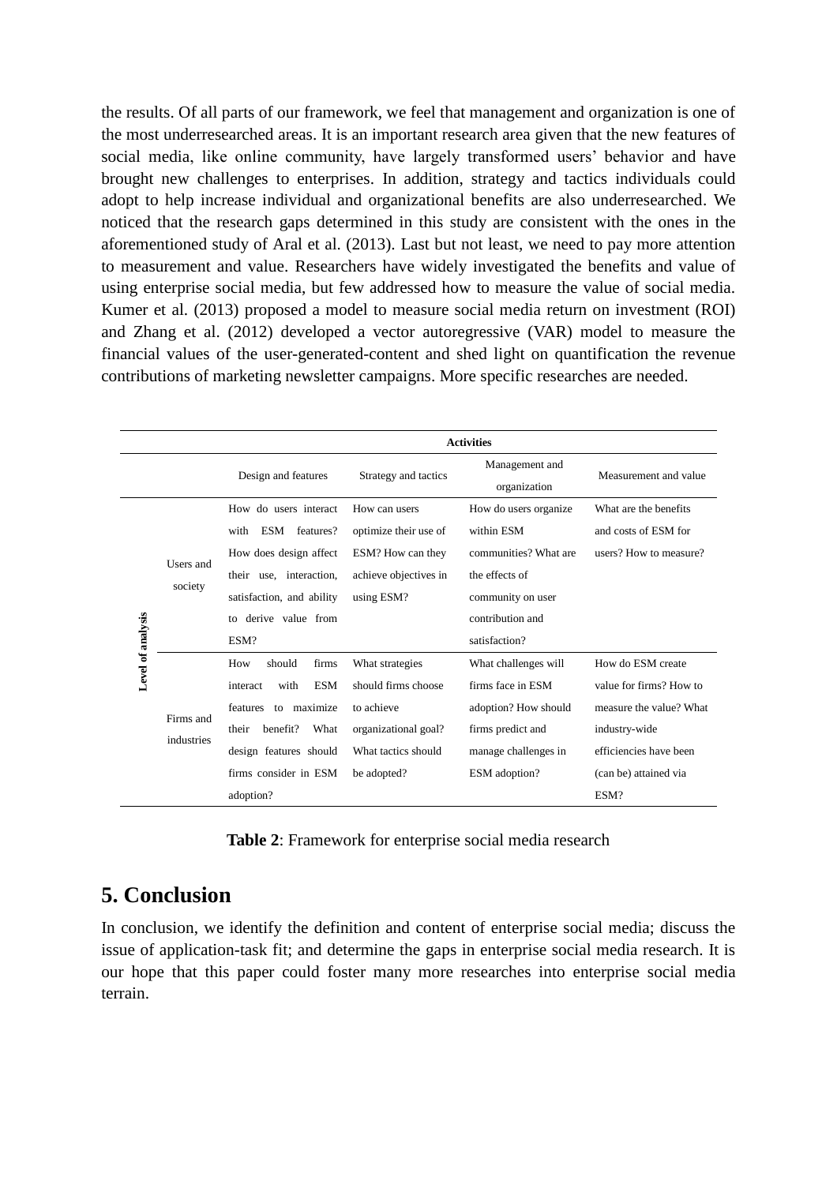the results. Of all parts of our framework, we feel that management and organization is one of the most underresearched areas. It is an important research area given that the new features of social media, like online community, have largely transformed users' behavior and have brought new challenges to enterprises. In addition, strategy and tactics individuals could adopt to help increase individual and organizational benefits are also underresearched. We noticed that the research gaps determined in this study are consistent with the ones in the aforementioned study of Aral et al. (2013). Last but not least, we need to pay more attention to measurement and value. Researchers have widely investigated the benefits and value of using enterprise social media, but few addressed how to measure the value of social media. Kumer et al. (2013) proposed a model to measure social media return on investment (ROI) and Zhang et al. (2012) developed a vector autoregressive (VAR) model to measure the financial values of the user-generated-content and shed light on quantification the revenue contributions of marketing newsletter campaigns. More specific researches are needed.

| | | **Activities** | | | |
|---|---|---|---|---|---|
| | | Design and features | Strategy and tactics | Management and organization | Measurement and value |
| **Level of analysis** | Users and society | How do users interact with ESM features? How does design affect their use, interaction, satisfaction, and ability to derive value from ESM? | How can users optimize their use of ESM? How can they achieve objectives in using ESM? | How do users organize within ESM communities? What are the effects of community on user contribution and satisfaction? | What are the benefits and costs of ESM for users? How to measure? |
| | Firms and industries | How should firms interact with ESM features to maximize their benefit? What design features should firms consider in ESM adoption? | What strategies should firms choose to achieve organizational goal? What tactics should be adopted? | What challenges will firms face in ESM adoption? How should firms predict and manage challenges in ESM adoption? | How do ESM create value for firms? How to measure the value? What industry-wide efficiencies have been (can be) attained via ESM? |

**Table 2**: Framework for enterprise social media research

## 5. Conclusion

In conclusion, we identify the definition and content of enterprise social media; discuss the issue of application-task fit; and determine the gaps in enterprise social media research. It is our hope that this paper could foster many more researches into enterprise social media terrain.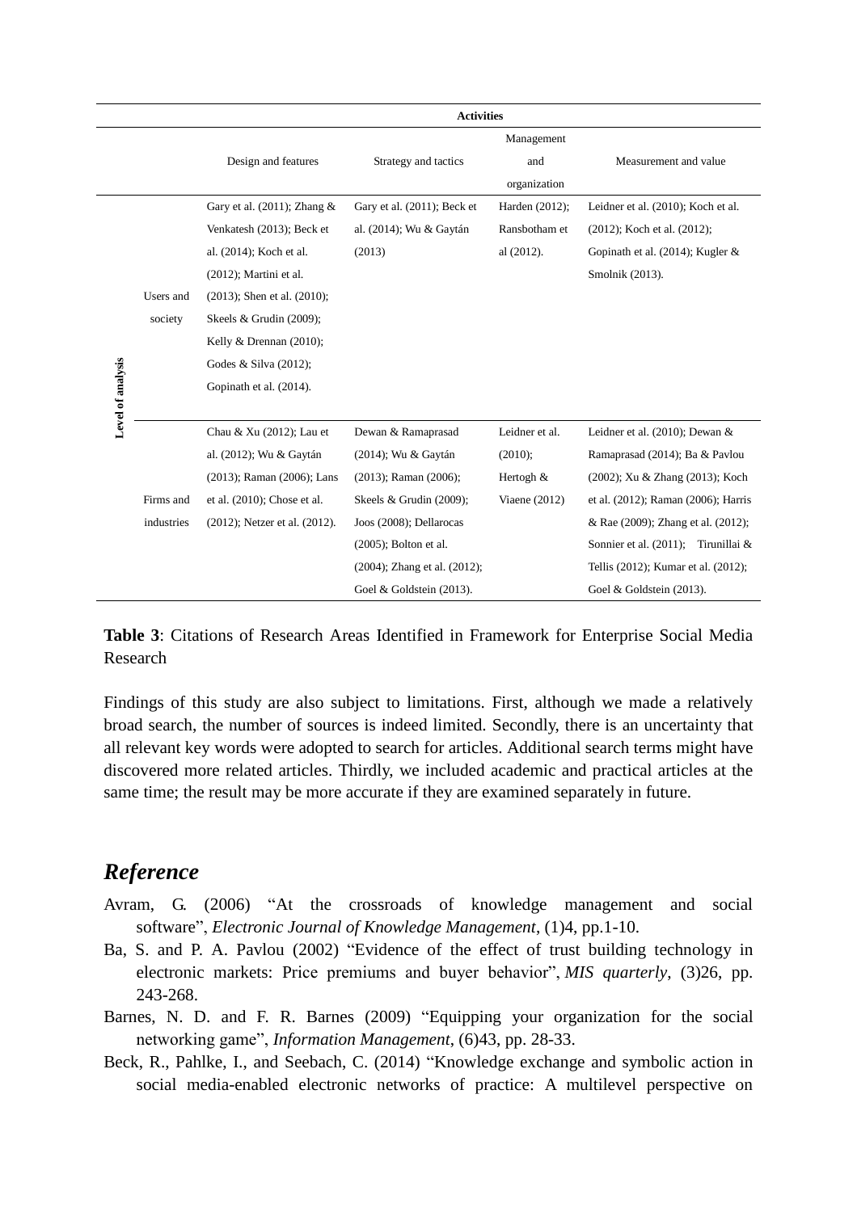| Level of analysis | | Activities | | | |
|---|---|---|---|---|---|
| | | Design and features | Strategy and tactics | Management and organization | Measurement and value |
| | Users and society | Gary et al. (2011); Zhang & Venkatesh (2013); Beck et al. (2014); Koch et al. (2012); Martini et al. (2013); Shen et al. (2010); Skeels & Grudin (2009); Kelly & Drennan (2010); Godes & Silva (2012); Gopinath et al. (2014). | Gary et al. (2011); Beck et al. (2014); Wu & Gaytán (2013) | Harden (2012); Ransbotham et al (2012). | Leidner et al. (2010); Koch et al. (2012); Koch et al. (2012); Gopinath et al. (2014); Kugler & Smolnik (2013). |
| | Firms and industries | Chau & Xu (2012); Lau et al. (2012); Wu & Gaytán (2013); Raman (2006); Lans et al. (2010); Chose et al. (2012); Netzer et al. (2012). | Dewan & Ramaprasad (2014); Wu & Gaytán (2013); Raman (2006); Skeels & Grudin (2009); Joos (2008); Dellarocas (2005); Bolton et al. (2004); Zhang et al. (2012); Goel & Goldstein (2013). | Leidner et al. (2010); Hertogh & Viaene (2012) | Leidner et al. (2010); Dewan & Ramaprasad (2014); Ba & Pavlou (2002); Xu & Zhang (2013); Koch et al. (2012); Raman (2006); Harris & Rae (2009); Zhang et al. (2012); Sonnier et al. (2011); Tirunillai & Tellis (2012); Kumar et al. (2012); Goel & Goldstein (2013). |

**Table 3**: Citations of Research Areas Identified in Framework for Enterprise Social Media Research

Findings of this study are also subject to limitations. First, although we made a relatively broad search, the number of sources is indeed limited. Secondly, there is an uncertainty that all relevant key words were adopted to search for articles. Additional search terms might have discovered more related articles. Thirdly, we included academic and practical articles at the same time; the result may be more accurate if they are examined separately in future.

## *Reference*

Avram, G. (2006) "At the crossroads of knowledge management and social software", *Electronic Journal of Knowledge Management*, (1)4, pp.1-10.

Ba, S. and P. A. Pavlou (2002) "Evidence of the effect of trust building technology in electronic markets: Price premiums and buyer behavior", *MIS quarterly*, (3)26, pp. 243-268.

Barnes, N. D. and F. R. Barnes (2009) "Equipping your organization for the social networking game", *Information Management*, (6)43, pp. 28-33.

Beck, R., Pahlke, I., and Seebach, C. (2014) "Knowledge exchange and symbolic action in social media-enabled electronic networks of practice: A multilevel perspective on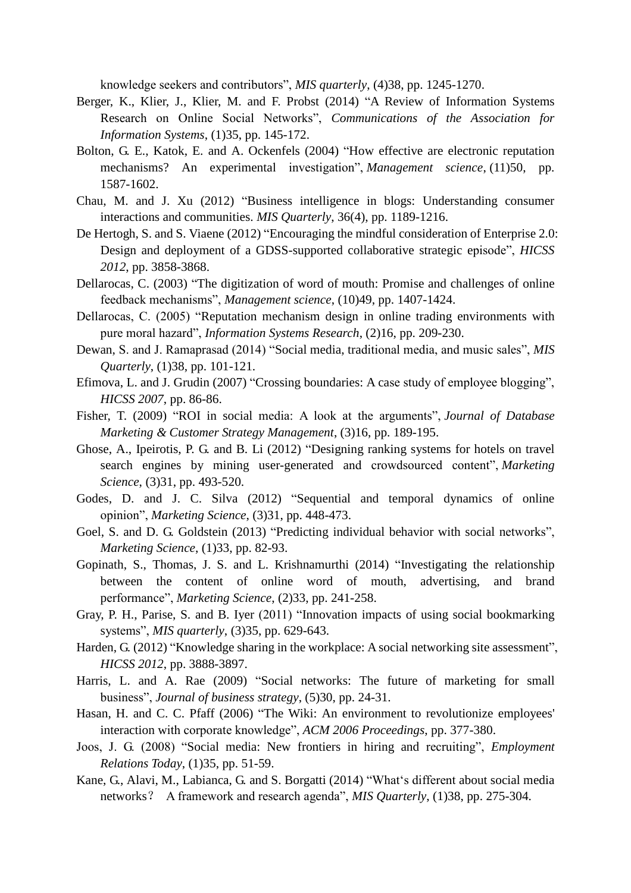knowledge seekers and contributors", *MIS quarterly*, (4)38, pp. 1245-1270.

Berger, K., Klier, J., Klier, M. and F. Probst (2014) "A Review of Information Systems Research on Online Social Networks", *Communications of the Association for Information Systems*, (1)35, pp. 145-172.

Bolton, G. E., Katok, E. and A. Ockenfels (2004) "How effective are electronic reputation mechanisms? An experimental investigation", *Management science*, (11)50, pp. 1587-1602.

Chau, M. and J. Xu (2012) "Business intelligence in blogs: Understanding consumer interactions and communities. *MIS Quarterly*, 36(4), pp. 1189-1216.

De Hertogh, S. and S. Viaene (2012) "Encouraging the mindful consideration of Enterprise 2.0: Design and deployment of a GDSS-supported collaborative strategic episode", *HICSS 2012*, pp. 3858-3868.

Dellarocas, C. (2003) "The digitization of word of mouth: Promise and challenges of online feedback mechanisms", *Management science*, (10)49, pp. 1407-1424.

Dellarocas, C. (2005) "Reputation mechanism design in online trading environments with pure moral hazard", *Information Systems Research*, (2)16, pp. 209-230.

Dewan, S. and J. Ramaprasad (2014) "Social media, traditional media, and music sales", *MIS Quarterly*, (1)38, pp. 101-121.

Efimova, L. and J. Grudin (2007) "Crossing boundaries: A case study of employee blogging", *HICSS 2007*, pp. 86-86.

Fisher, T. (2009) "ROI in social media: A look at the arguments", *Journal of Database Marketing & Customer Strategy Management*, (3)16, pp. 189-195.

Ghose, A., Ipeirotis, P. G. and B. Li (2012) "Designing ranking systems for hotels on travel search engines by mining user-generated and crowdsourced content", *Marketing Science*, (3)31, pp. 493-520.

Godes, D. and J. C. Silva (2012) "Sequential and temporal dynamics of online opinion", *Marketing Science*, (3)31, pp. 448-473.

Goel, S. and D. G. Goldstein (2013) "Predicting individual behavior with social networks", *Marketing Science*, (1)33, pp. 82-93.

Gopinath, S., Thomas, J. S. and L. Krishnamurthi (2014) "Investigating the relationship between the content of online word of mouth, advertising, and brand performance", *Marketing Science*, (2)33, pp. 241-258.

Gray, P. H., Parise, S. and B. Iyer (2011) "Innovation impacts of using social bookmarking systems", *MIS quarterly*, (3)35, pp. 629-643.

Harden, G. (2012) "Knowledge sharing in the workplace: A social networking site assessment", *HICSS 2012*, pp. 3888-3897.

Harris, L. and A. Rae (2009) "Social networks: The future of marketing for small business", *Journal of business strategy*, (5)30, pp. 24-31.

Hasan, H. and C. C. Pfaff (2006) "The Wiki: An environment to revolutionize employees' interaction with corporate knowledge", *ACM 2006 Proceedings*, pp. 377-380.

Joos, J. G. (2008) "Social media: New frontiers in hiring and recruiting", *Employment Relations Today*, (1)35, pp. 51-59.

Kane, G., Alavi, M., Labianca, G. and S. Borgatti (2014) "What's different about social media networks？ A framework and research agenda", *MIS Quarterly*, (1)38, pp. 275-304.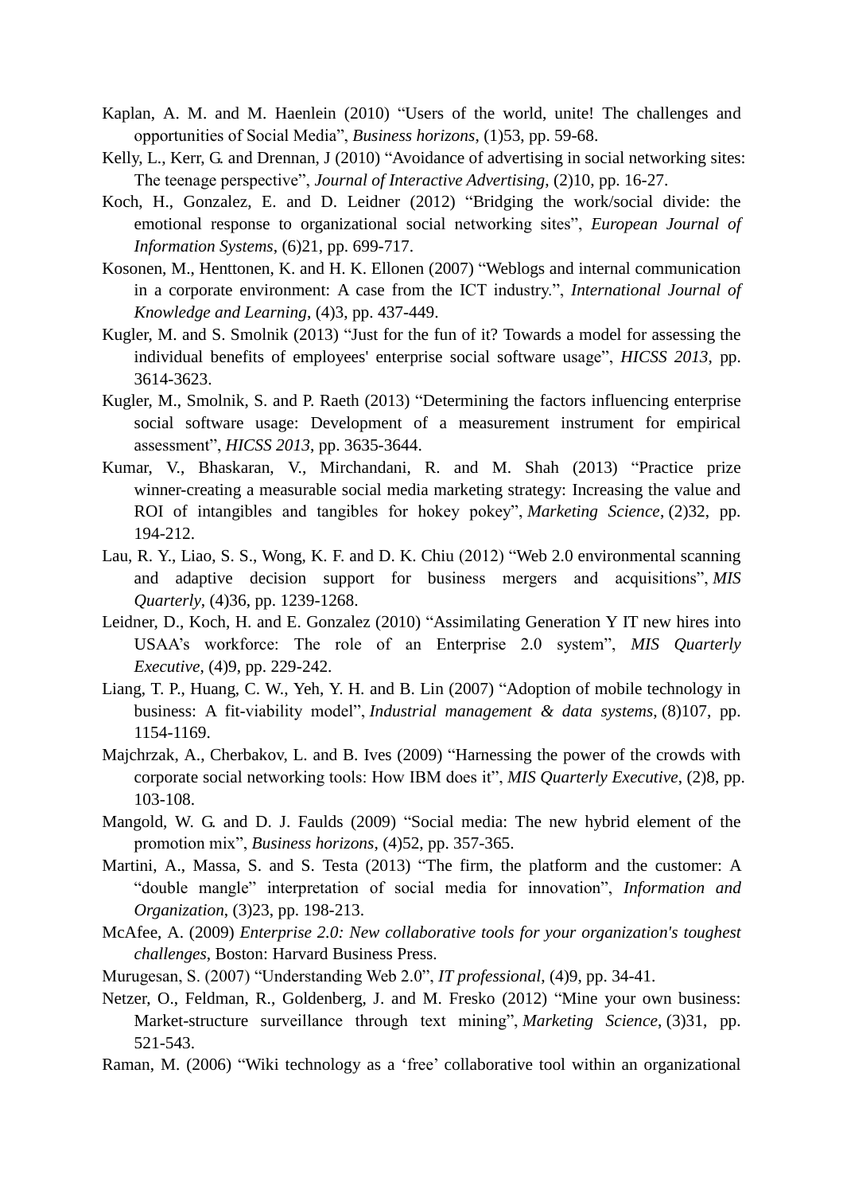Kaplan, A. M. and M. Haenlein (2010) “Users of the world, unite! The challenges and opportunities of Social Media”, *Business horizons*, (1)53, pp. 59-68.

Kelly, L., Kerr, G. and Drennan, J (2010) “Avoidance of advertising in social networking sites: The teenage perspective”, *Journal of Interactive Advertising*, (2)10, pp. 16-27.

Koch, H., Gonzalez, E. and D. Leidner (2012) “Bridging the work/social divide: the emotional response to organizational social networking sites”, *European Journal of Information Systems*, (6)21, pp. 699-717.

Kosonen, M., Henttonen, K. and H. K. Ellonen (2007) “Weblogs and internal communication in a corporate environment: A case from the ICT industry.”, *International Journal of Knowledge and Learning*, (4)3, pp. 437-449.

Kugler, M. and S. Smolnik (2013) “Just for the fun of it? Towards a model for assessing the individual benefits of employees' enterprise social software usage”, *HICSS 2013*, pp. 3614-3623.

Kugler, M., Smolnik, S. and P. Raeth (2013) “Determining the factors influencing enterprise social software usage: Development of a measurement instrument for empirical assessment”, *HICSS 2013*, pp. 3635-3644.

Kumar, V., Bhaskaran, V., Mirchandani, R. and M. Shah (2013) “Practice prize winner-creating a measurable social media marketing strategy: Increasing the value and ROI of intangibles and tangibles for hokey pokey”, *Marketing Science*, (2)32, pp. 194-212.

Lau, R. Y., Liao, S. S., Wong, K. F. and D. K. Chiu (2012) “Web 2.0 environmental scanning and adaptive decision support for business mergers and acquisitions”, *MIS Quarterly*, (4)36, pp. 1239-1268.

Leidner, D., Koch, H. and E. Gonzalez (2010) “Assimilating Generation Y IT new hires into USAA’s workforce: The role of an Enterprise 2.0 system”, *MIS Quarterly Executive*, (4)9, pp. 229-242.

Liang, T. P., Huang, C. W., Yeh, Y. H. and B. Lin (2007) “Adoption of mobile technology in business: A fit-viability model”, *Industrial management & data systems*, (8)107, pp. 1154-1169.

Majchrzak, A., Cherbakov, L. and B. Ives (2009) “Harnessing the power of the crowds with corporate social networking tools: How IBM does it”, *MIS Quarterly Executive*, (2)8, pp. 103-108.

Mangold, W. G. and D. J. Faulds (2009) “Social media: The new hybrid element of the promotion mix”, *Business horizons*, (4)52, pp. 357-365.

Martini, A., Massa, S. and S. Testa (2013) “The firm, the platform and the customer: A “double mangle” interpretation of social media for innovation”, *Information and Organization*, (3)23, pp. 198-213.

McAfee, A. (2009) *Enterprise 2.0: New collaborative tools for your organization's toughest challenges*, Boston: Harvard Business Press.

Murugesan, S. (2007) “Understanding Web 2.0”, *IT professional*, (4)9, pp. 34-41.

Netzer, O., Feldman, R., Goldenberg, J. and M. Fresko (2012) “Mine your own business: Market-structure surveillance through text mining”, *Marketing Science*, (3)31, pp. 521-543.

Raman, M. (2006) “Wiki technology as a ‘free’ collaborative tool within an organizational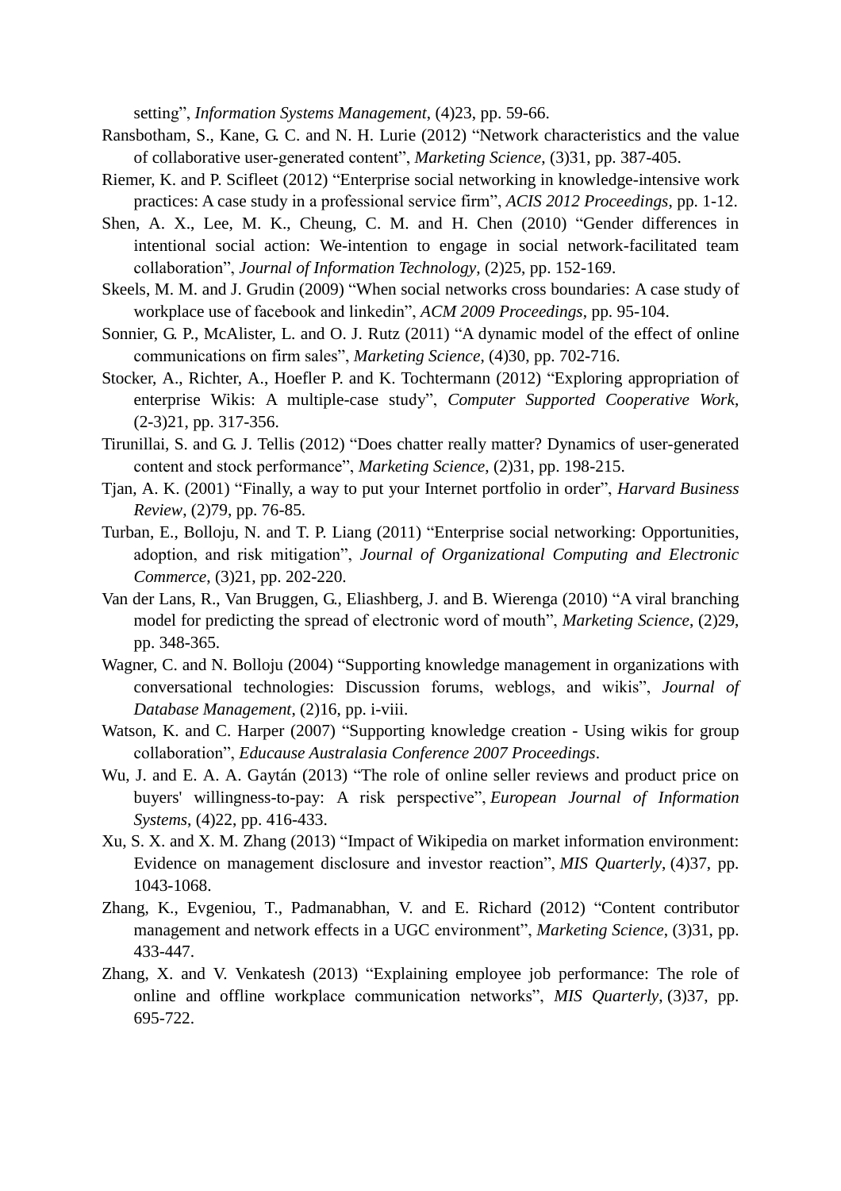setting", *Information Systems Management*, (4)23, pp. 59-66.

Ransbotham, S., Kane, G. C. and N. H. Lurie (2012) "Network characteristics and the value of collaborative user-generated content", *Marketing Science*, (3)31, pp. 387-405.

Riemer, K. and P. Scifleet (2012) "Enterprise social networking in knowledge-intensive work practices: A case study in a professional service firm", *ACIS 2012 Proceedings*, pp. 1-12.

Shen, A. X., Lee, M. K., Cheung, C. M. and H. Chen (2010) "Gender differences in intentional social action: We-intention to engage in social network-facilitated team collaboration", *Journal of Information Technology*, (2)25, pp. 152-169.

Skeels, M. M. and J. Grudin (2009) "When social networks cross boundaries: A case study of workplace use of facebook and linkedin", *ACM 2009 Proceedings*, pp. 95-104.

Sonnier, G. P., McAlister, L. and O. J. Rutz (2011) "A dynamic model of the effect of online communications on firm sales", *Marketing Science*, (4)30, pp. 702-716.

Stocker, A., Richter, A., Hoefler P. and K. Tochtermann (2012) "Exploring appropriation of enterprise Wikis: A multiple-case study", *Computer Supported Cooperative Work*, (2-3)21, pp. 317-356.

Tirunillai, S. and G. J. Tellis (2012) "Does chatter really matter? Dynamics of user-generated content and stock performance", *Marketing Science*, (2)31, pp. 198-215.

Tjan, A. K. (2001) "Finally, a way to put your Internet portfolio in order", *Harvard Business Review*, (2)79, pp. 76-85.

Turban, E., Bolloju, N. and T. P. Liang (2011) "Enterprise social networking: Opportunities, adoption, and risk mitigation", *Journal of Organizational Computing and Electronic Commerce*, (3)21, pp. 202-220.

Van der Lans, R., Van Bruggen, G., Eliashberg, J. and B. Wierenga (2010) "A viral branching model for predicting the spread of electronic word of mouth", *Marketing Science*, (2)29, pp. 348-365.

Wagner, C. and N. Bolloju (2004) "Supporting knowledge management in organizations with conversational technologies: Discussion forums, weblogs, and wikis", *Journal of Database Management*, (2)16, pp. i-viii.

Watson, K. and C. Harper (2007) "Supporting knowledge creation - Using wikis for group collaboration", *Educause Australasia Conference 2007 Proceedings*.

Wu, J. and E. A. A. Gaytán (2013) "The role of online seller reviews and product price on buyers' willingness-to-pay: A risk perspective", *European Journal of Information Systems*, (4)22, pp. 416-433.

Xu, S. X. and X. M. Zhang (2013) "Impact of Wikipedia on market information environment: Evidence on management disclosure and investor reaction", *MIS Quarterly*, (4)37, pp. 1043-1068.

Zhang, K., Evgeniou, T., Padmanabhan, V. and E. Richard (2012) "Content contributor management and network effects in a UGC environment", *Marketing Science*, (3)31, pp. 433-447.

Zhang, X. and V. Venkatesh (2013) "Explaining employee job performance: The role of online and offline workplace communication networks", *MIS Quarterly*, (3)37, pp. 695-722.